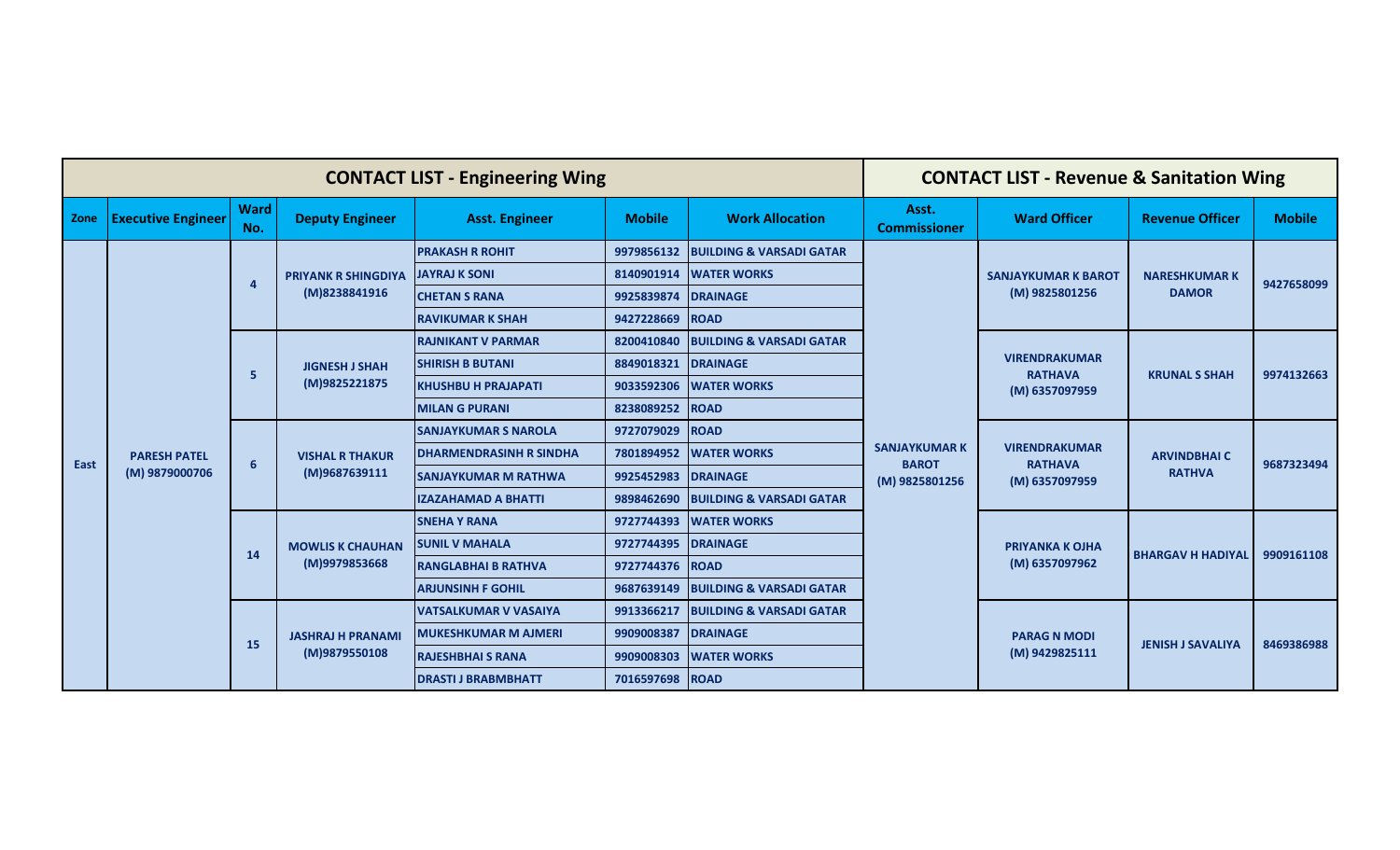| CONTACT LIST - Engineering Wing | | | | | | | CONTACT LIST - Revenue & Sanitation Wing | | | |
|---|---|---|---|---|---|---|---|---|---|---|
| **Zone** | **Executive Engineer** | **Ward No.** | **Deputy Engineer** | **Asst. Engineer** | **Mobile** | **Work Allocation** | **Asst. Commissioner** | **Ward Officer** | **Revenue Officer** | **Mobile** |
| East | PARESH PATEL (M) 9879000706 | 4 | PRIYANK R SHINGDIYA (M)8238841916 | PRAKASH R ROHIT | 9979856132 | BUILDING & VARSADI GATAR | SANJAYKUMAR K BAROT (M) 9825801256 | SANJAYKUMAR K BAROT (M) 9825801256 | NARESHKUMAR K DAMOR | 9427658099 |
| | | | | JAYRAJ K SONI | 8140901914 | WATER WORKS | | | | |
| | | | | CHETAN S RANA | 9925839874 | DRAINAGE | | | | |
| | | | | RAVIKUMAR K SHAH | 9427228669 | ROAD | | | | |
| | | 5 | JIGNESH J SHAH (M)9825221875 | RAJNIKANT V PARMAR | 8200410840 | BUILDING & VARSADI GATAR | | VIRENDRAKUMAR RATHAVA (M) 6357097959 | KRUNAL S SHAH | 9974132663 |
| | | | | SHIRISH B BUTANI | 8849018321 | DRAINAGE | | | | |
| | | | | KHUSHBU H PRAJAPATI | 9033592306 | WATER WORKS | | | | |
| | | | | MILAN G PURANI | 8238089252 | ROAD | | | | |
| | | 6 | VISHAL R THAKUR (M)9687639111 | SANJAYKUMAR S NAROLA | 9727079029 | ROAD | | VIRENDRAKUMAR RATHAVA (M) 6357097959 | ARVINDBHAI C RATHVA | 9687323494 |
| | | | | DHARMENDRASINH R SINDHA | 7801894952 | WATER WORKS | | | | |
| | | | | SANJAYKUMAR M RATHWA | 9925452983 | DRAINAGE | | | | |
| | | | | IZAZAHAMAD A BHATTI | 9898462690 | BUILDING & VARSADI GATAR | | | | |
| | | 14 | MOWLIS K CHAUHAN (M)9979853668 | SNEHA Y RANA | 9727744393 | WATER WORKS | | PRIYANKA K OJHA (M) 6357097962 | BHARGAV H HADIYAL | 9909161108 |
| | | | | SUNIL V MAHALA | 9727744395 | DRAINAGE | | | | |
| | | | | RANGLABHAI B RATHVA | 9727744376 | ROAD | | | | |
| | | | | ARJUNSINH F GOHIL | 9687639149 | BUILDING & VARSADI GATAR | | | | |
| | | 15 | JASHRAJ H PRANAMI (M)9879550108 | VATSALKUMAR V VASAIYA | 9913366217 | BUILDING & VARSADI GATAR | | PARAG N MODI (M) 9429825111 | JENISH J SAVALIYA | 8469386988 |
| | | | | MUKESHKUMAR M AJMERI | 9909008387 | DRAINAGE | | | | |
| | | | | RAJESHBHAI S RANA | 9909008303 | WATER WORKS | | | | |
| | | | | DRASTI J BRABMBHATT | 7016597698 | ROAD | | | | |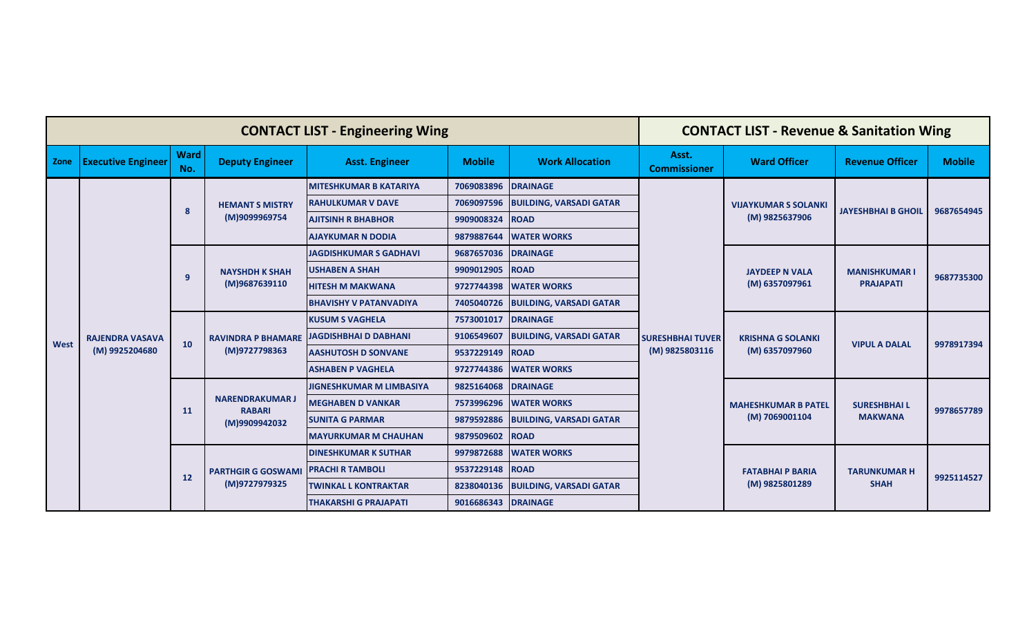| CONTACT LIST - Engineering Wing | | | | | | | CONTACT LIST - Revenue & Sanitation Wing | | | |
|---|---|---|---|---|---|---|---|---|---|---|
| Zone | Executive Engineer | Ward No. | Deputy Engineer | Asst. Engineer | Mobile | Work Allocation | Asst. Commissioner | Ward Officer | Revenue Officer | Mobile |
| West | RAJENDRA VASAVA (M) 9925204680 | 8 | HEMANT S MISTRY (M)9099969754 | MITESHKUMAR B KATARIYA | 7069083896 | DRAINAGE | SURESHBHAI TUVER (M) 9825803116 | VIJAYKUMAR S SOLANKI (M) 9825637906 | JAYESHBHAI B GHOIL | 9687654945 |
| | | | | RAHULKUMAR V DAVE | 7069097596 | BUILDING, VARSADI GATAR | | | | |
| | | | | AJITSINH R BHABHOR | 9909008324 | ROAD | | | | |
| | | | | AJAYKUMAR N DODIA | 9879887644 | WATER WORKS | | | | |
| | | 9 | NAYSHDH K SHAH (M)9687639110 | JAGDISHKUMAR S GADHAVI | 9687657036 | DRAINAGE | | JAYDEEP N VALA (M) 6357097961 | MANISHKUMAR I PRAJAPATI | 9687735300 |
| | | | | USHABEN A SHAH | 9909012905 | ROAD | | | | |
| | | | | HITESH M MAKWANA | 9727744398 | WATER WORKS | | | | |
| | | | | BHAVISHY V PATANVADIYA | 7405040726 | BUILDING, VARSADI GATAR | | | | |
| | | 10 | RAVINDRA P BHAMARE (M)9727798363 | KUSUM S VAGHELA | 7573001017 | DRAINAGE | | KRISHNA G SOLANKI (M) 6357097960 | VIPUL A DALAL | 9978917394 |
| | | | | JAGDISHBHAI D DABHANI | 9106549607 | BUILDING, VARSADI GATAR | | | | |
| | | | | AASHUTOSH D SONVANE | 9537229149 | ROAD | | | | |
| | | | | ASHABEN P VAGHELA | 9727744386 | WATER WORKS | | | | |
| | | 11 | NARENDRAKUMAR J RABARI (M)9909942032 | JIGNESHKUMAR M LIMBASIYA | 9825164068 | DRAINAGE | | MAHESHKUMAR B PATEL (M) 7069001104 | SURESHBHAI L MAKWANA | 9978657789 |
| | | | | MEGHABEN D VANKAR | 7573996296 | WATER WORKS | | | | |
| | | | | SUNITA G PARMAR | 9879592886 | BUILDING, VARSADI GATAR | | | | |
| | | | | MAYURKUMAR M CHAUHAN | 9879509602 | ROAD | | | | |
| | | 12 | PARTHGIR G GOSWAMI (M)9727979325 | DINESHKUMAR K SUTHAR | 9979872688 | WATER WORKS | | FATABHAI P BARIA (M) 9825801289 | TARUNKUMAR H SHAH | 9925114527 |
| | | | | PRACHI R TAMBOLI | 9537229148 | ROAD | | | | |
| | | | | TWINKAL L KONTRAKTAR | 8238040136 | BUILDING, VARSADI GATAR | | | | |
| | | | | THAKARSHI G PRAJAPATI | 9016686343 | DRAINAGE | | | | |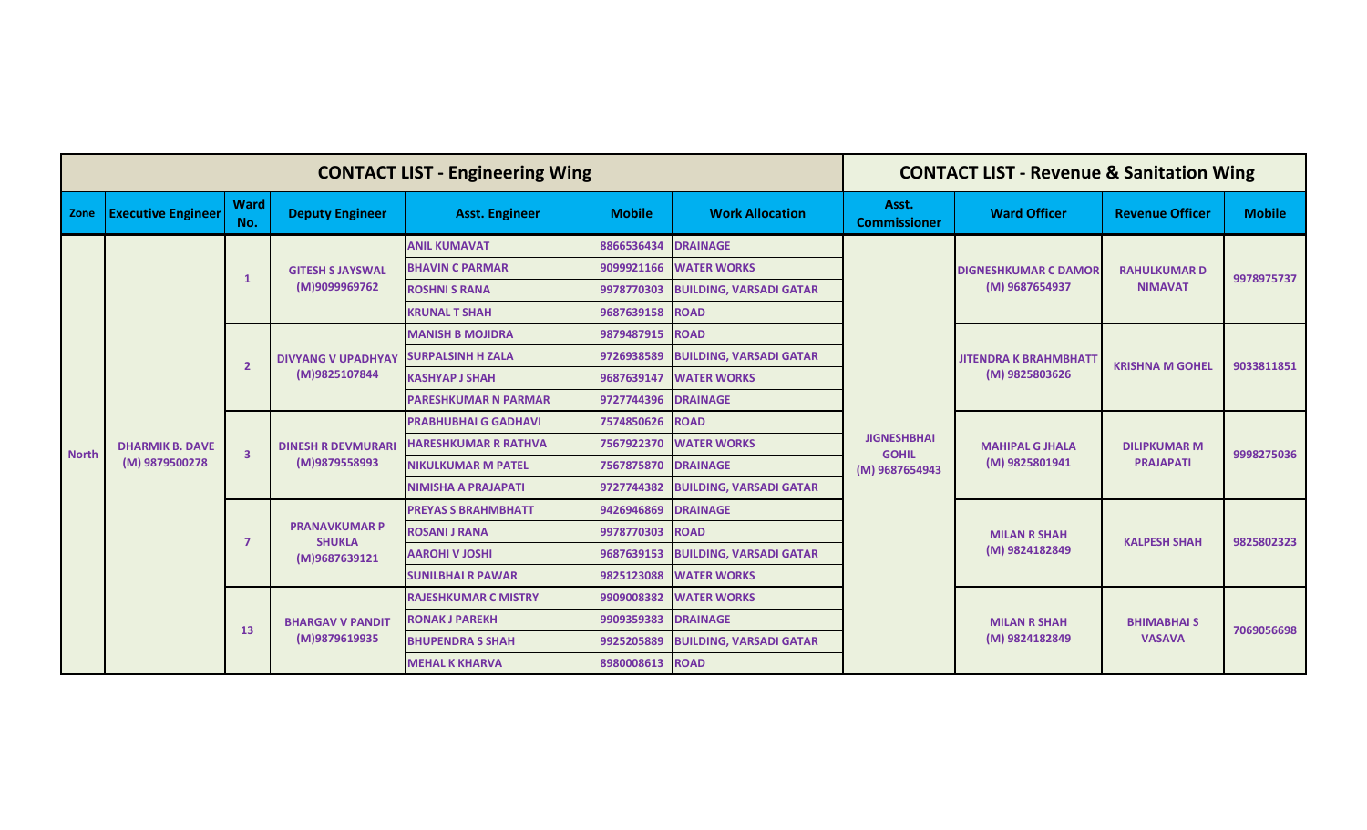| CONTACT LIST - Engineering Wing | | | | | | | CONTACT LIST - Revenue & Sanitation Wing | | | |
|---|---|---|---|---|---|---|---|---|---|---|
| Zone | Executive Engineer | Ward No. | Deputy Engineer | Asst. Engineer | Mobile | Work Allocation | Asst. Commissioner | Ward Officer | Revenue Officer | Mobile |
| North | DHARMIK B. DAVE (M) 9879500278 | 1 | GITESH S JAYSWAL (M)9099969762 | ANIL KUMAVAT | 8866536434 | DRAINAGE | JIGNESHBHAI GOHIL (M) 9687654943 | DIGNESHKUMAR C DAMOR (M) 9687654937 | RAHULKUMAR D NIMAVAT | 9978975737 |
| | | | | BHAVIN C PARMAR | 9099921166 | WATER WORKS | | | | |
| | | | | ROSHNI S RANA | 9978770303 | BUILDING, VARSADI GATAR | | | | |
| | | | | KRUNAL T SHAH | 9687639158 | ROAD | | | | |
| | | 2 | DIVYANG V UPADHYAY (M)9825107844 | MANISH B MOJIDRA | 9879487915 | ROAD | | JITENDRA K BRAHMBHATT (M) 9825803626 | KRISHNA M GOHEL | 9033811851 |
| | | | | SURPALSINH H ZALA | 9726938589 | BUILDING, VARSADI GATAR | | | | |
| | | | | KASHYAP J SHAH | 9687639147 | WATER WORKS | | | | |
| | | | | PARESHKUMAR N PARMAR | 9727744396 | DRAINAGE | | | | |
| | | 3 | DINESH R DEVMURARI (M)9879558993 | PRABHUBHAI G GADHAVI | 7574850626 | ROAD | | MAHIPAL G JHALA (M) 9825801941 | DILIPKUMAR M PRAJAPATI | 9998275036 |
| | | | | HARESHKUMAR R RATHVA | 7567922370 | WATER WORKS | | | | |
| | | | | NIKULKUMAR M PATEL | 7567875870 | DRAINAGE | | | | |
| | | | | NIMISHA A PRAJAPATI | 9727744382 | BUILDING, VARSADI GATAR | | | | |
| | | 7 | PRANAVKUMAR P SHUKLA (M)9687639121 | PREYAS S BRAHMBHATT | 9426946869 | DRAINAGE | | MILAN R SHAH (M) 9824182849 | KALPESH SHAH | 9825802323 |
| | | | | ROSANI J RANA | 9978770303 | ROAD | | | | |
| | | | | AAROHI V JOSHI | 9687639153 | BUILDING, VARSADI GATAR | | | | |
| | | | | SUNILBHAI R PAWAR | 9825123088 | WATER WORKS | | | | |
| | | 13 | BHARGAV V PANDIT (M)9879619935 | RAJESHKUMAR C MISTRY | 9909008382 | WATER WORKS | | MILAN R SHAH (M) 9824182849 | BHIMABHAI S VASAVA | 7069056698 |
| | | | | RONAK J PAREKH | 9909359383 | DRAINAGE | | | | |
| | | | | BHUPENDRA S SHAH | 9925205889 | BUILDING, VARSADI GATAR | | | | |
| | | | | MEHAL K KHARVA | 8980008613 | ROAD | | | | |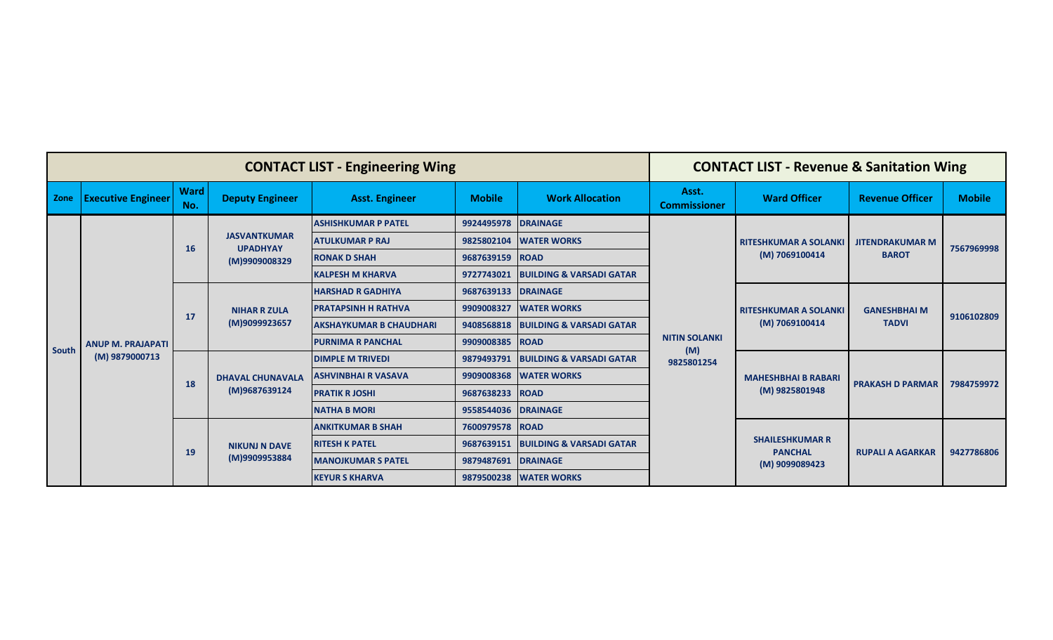| CONTACT LIST - Engineering Wing | | | | | | | CONTACT LIST - Revenue & Sanitation Wing | | | |
|---|---|---|---|---|---|---|---|---|---|---|
| Zone | Executive Engineer | Ward No. | Deputy Engineer | Asst. Engineer | Mobile | Work Allocation | Asst. Commissioner | Ward Officer | Revenue Officer | Mobile |
| South | ANUP M. PRAJAPATI (M) 9879000713 | 16 | JASVANTKUMAR UPADHYAY (M)9909008329 | ASHISHKUMAR P PATEL | 9924495978 | DRAINAGE | NITIN SOLANKI (M) 9825801254 | RITESHKUMAR A SOLANKI (M) 7069100414 | JITENDRAKUMAR M BAROT | 7567969998 |
| | | | | ATULKUMAR P RAJ | 9825802104 | WATER WORKS | | | | |
| | | | | RONAK D SHAH | 9687639159 | ROAD | | | | |
| | | | | KALPESH M KHARVA | 9727743021 | BUILDING & VARSADI GATAR | | | | |
| | | 17 | NIHAR R ZULA (M)9099923657 | HARSHAD R GADHIYA | 9687639133 | DRAINAGE | | RITESHKUMAR A SOLANKI (M) 7069100414 | GANESHBHAI M TADVI | 9106102809 |
| | | | | PRATAPSINH H RATHVA | 9909008327 | WATER WORKS | | | | |
| | | | | AKSHAYKUMAR B CHAUDHARI | 9408568818 | BUILDING & VARSADI GATAR | | | | |
| | | | | PURNIMA R PANCHAL | 9909008385 | ROAD | | | | |
| | | 18 | DHAVAL CHUNAVALA (M)9687639124 | DIMPLE M TRIVEDI | 9879493791 | BUILDING & VARSADI GATAR | | MAHESHBHAI B RABARI (M) 9825801948 | PRAKASH D PARMAR | 7984759972 |
| | | | | ASHVINBHAI R VASAVA | 9909008368 | WATER WORKS | | | | |
| | | | | PRATIK R JOSHI | 9687638233 | ROAD | | | | |
| | | | | NATHA B MORI | 9558544036 | DRAINAGE | | | | |
| | | 19 | NIKUNJ N DAVE (M)9909953884 | ANKITKUMAR B SHAH | 7600979578 | ROAD | | SHAILESHKUMAR R PANCHAL (M) 9099089423 | RUPALI A AGARKAR | 9427786806 |
| | | | | RITESH K PATEL | 9687639151 | BUILDING & VARSADI GATAR | | | | |
| | | | | MANOJKUMAR S PATEL | 9879487691 | DRAINAGE | | | | |
| | | | | KEYUR S KHARVA | 9879500238 | WATER WORKS | | | | |